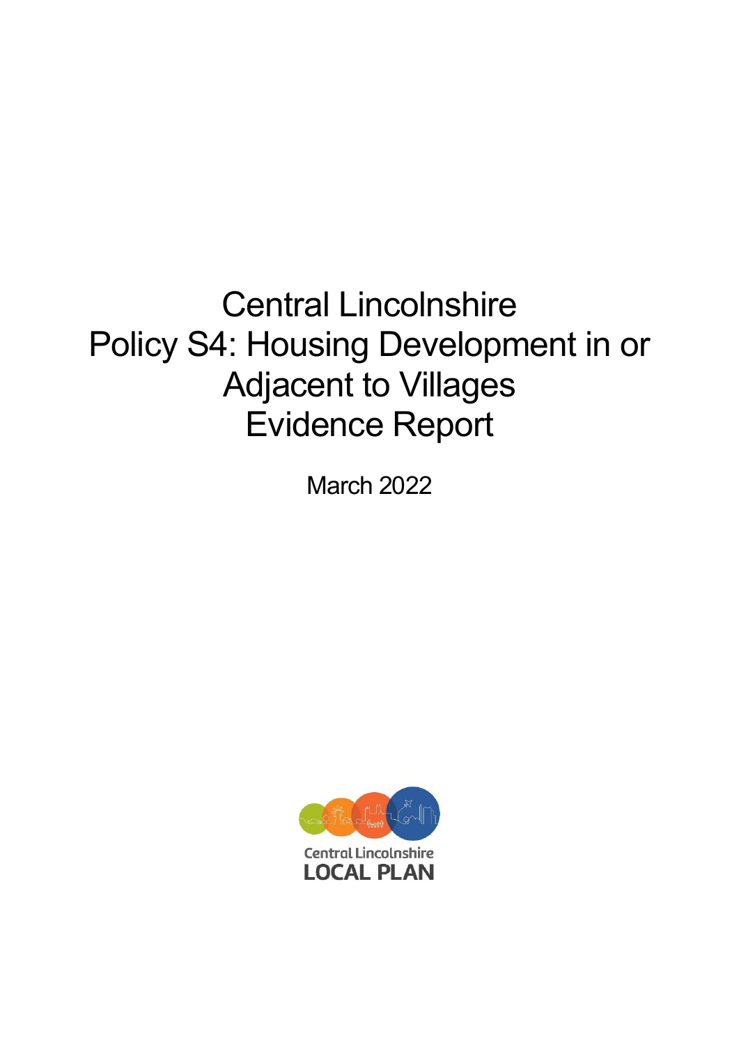# Central Lincolnshire Policy S4: Housing Development in or Adjacent to Villages Evidence Report

March 2022

Central Lincolnshire
LOCAL PLAN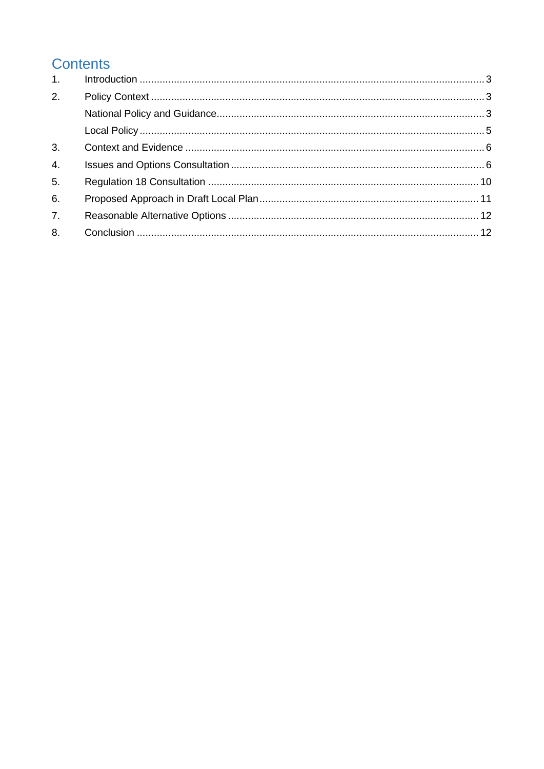# Contents

1. Introduction ........................................................................................................................ 3
2. Policy Context .................................................................................................................... 3
   National Policy and Guidance ............................................................................................. 3
   Local Policy ........................................................................................................................ 5
3. Context and Evidence ........................................................................................................ 6
4. Issues and Options Consultation ........................................................................................ 6
5. Regulation 18 Consultation .............................................................................................. 10
6. Proposed Approach in Draft Local Plan ............................................................................ 11
7. Reasonable Alternative Options ....................................................................................... 12
8. Conclusion ....................................................................................................................... 12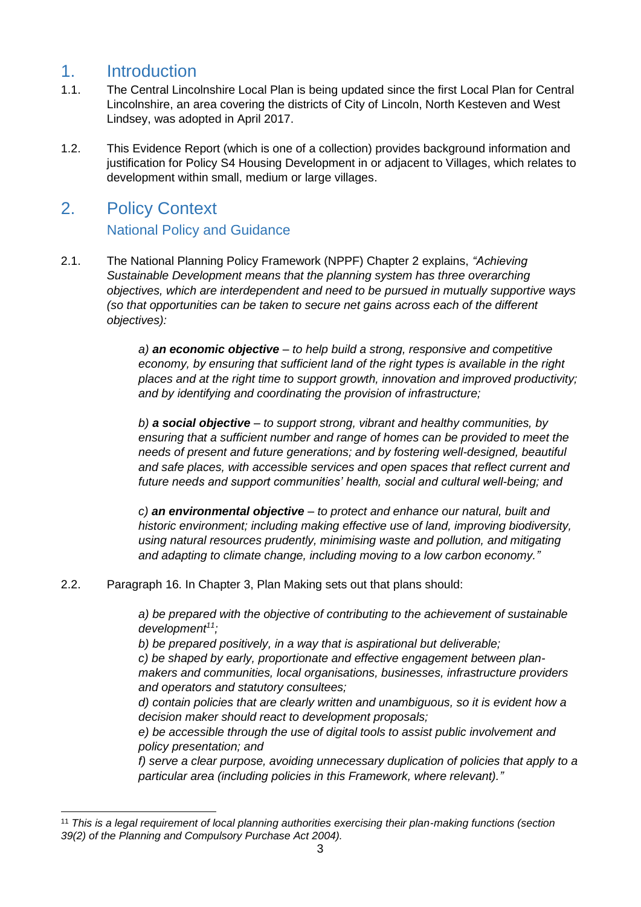# 1. Introduction

1.1. The Central Lincolnshire Local Plan is being updated since the first Local Plan for Central Lincolnshire, an area covering the districts of City of Lincoln, North Kesteven and West Lindsey, was adopted in April 2017.

1.2. This Evidence Report (which is one of a collection) provides background information and justification for Policy S4 Housing Development in or adjacent to Villages, which relates to development within small, medium or large villages.

# 2. Policy Context

## National Policy and Guidance

2.1. The National Planning Policy Framework (NPPF) Chapter 2 explains, *"Achieving Sustainable Development means that the planning system has three overarching objectives, which are interdependent and need to be pursued in mutually supportive ways (so that opportunities can be taken to secure net gains across each of the different objectives):*

> *a) **an economic objective** – to help build a strong, responsive and competitive economy, by ensuring that sufficient land of the right types is available in the right places and at the right time to support growth, innovation and improved productivity; and by identifying and coordinating the provision of infrastructure;*
>
> *b) **a social objective** – to support strong, vibrant and healthy communities, by ensuring that a sufficient number and range of homes can be provided to meet the needs of present and future generations; and by fostering well-designed, beautiful and safe places, with accessible services and open spaces that reflect current and future needs and support communities' health, social and cultural well-being; and*
>
> *c) **an environmental objective** – to protect and enhance our natural, built and historic environment; including making effective use of land, improving biodiversity, using natural resources prudently, minimising waste and pollution, and mitigating and adapting to climate change, including moving to a low carbon economy."*

2.2. Paragraph 16. In Chapter 3, Plan Making sets out that plans should:

> *a) be prepared with the objective of contributing to the achievement of sustainable development[11];*
> *b) be prepared positively, in a way that is aspirational but deliverable;*
> *c) be shaped by early, proportionate and effective engagement between plan-makers and communities, local organisations, businesses, infrastructure providers and operators and statutory consultees;*
> *d) contain policies that are clearly written and unambiguous, so it is evident how a decision maker should react to development proposals;*
> *e) be accessible through the use of digital tools to assist public involvement and policy presentation; and*
> *f) serve a clear purpose, avoiding unnecessary duplication of policies that apply to a particular area (including policies in this Framework, where relevant)."*

[11] *This is a legal requirement of local planning authorities exercising their plan-making functions (section 39(2) of the Planning and Compulsory Purchase Act 2004).*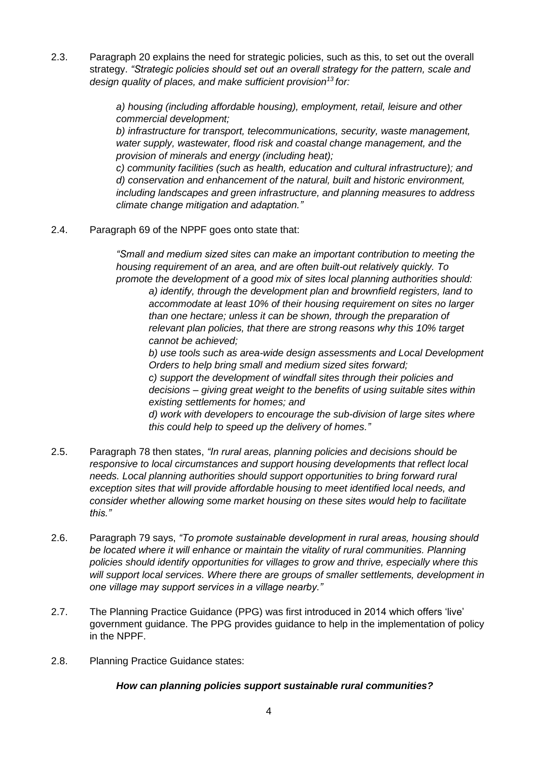2.3. Paragraph 20 explains the need for strategic policies, such as this, to set out the overall strategy. *"Strategic policies should set out an overall strategy for the pattern, scale and design quality of places, and make sufficient provision[13] for:*

> *a) housing (including affordable housing), employment, retail, leisure and other commercial development;*
> *b) infrastructure for transport, telecommunications, security, waste management, water supply, wastewater, flood risk and coastal change management, and the provision of minerals and energy (including heat);*
> *c) community facilities (such as health, education and cultural infrastructure); and*
> *d) conservation and enhancement of the natural, built and historic environment, including landscapes and green infrastructure, and planning measures to address climate change mitigation and adaptation."*

2.4. Paragraph 69 of the NPPF goes onto state that:

> *"Small and medium sized sites can make an important contribution to meeting the housing requirement of an area, and are often built-out relatively quickly. To promote the development of a good mix of sites local planning authorities should:*
>
> > *a) identify, through the development plan and brownfield registers, land to accommodate at least 10% of their housing requirement on sites no larger than one hectare; unless it can be shown, through the preparation of relevant plan policies, that there are strong reasons why this 10% target cannot be achieved;*
> > *b) use tools such as area-wide design assessments and Local Development Orders to help bring small and medium sized sites forward;*
> > *c) support the development of windfall sites through their policies and decisions – giving great weight to the benefits of using suitable sites within existing settlements for homes; and*
> > *d) work with developers to encourage the sub-division of large sites where this could help to speed up the delivery of homes."*

2.5. Paragraph 78 then states, *"In rural areas, planning policies and decisions should be responsive to local circumstances and support housing developments that reflect local needs. Local planning authorities should support opportunities to bring forward rural exception sites that will provide affordable housing to meet identified local needs, and consider whether allowing some market housing on these sites would help to facilitate this."*

2.6. Paragraph 79 says, *"To promote sustainable development in rural areas, housing should be located where it will enhance or maintain the vitality of rural communities. Planning policies should identify opportunities for villages to grow and thrive, especially where this will support local services. Where there are groups of smaller settlements, development in one village may support services in a village nearby."*

2.7. The Planning Practice Guidance (PPG) was first introduced in 2014 which offers 'live' government guidance. The PPG provides guidance to help in the implementation of policy in the NPPF.

2.8. Planning Practice Guidance states:

***How can planning policies support sustainable rural communities?***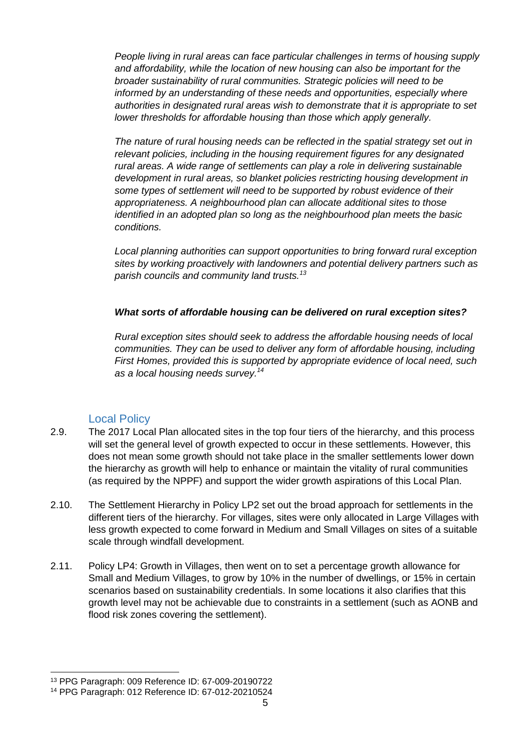*People living in rural areas can face particular challenges in terms of housing supply and affordability, while the location of new housing can also be important for the broader sustainability of rural communities. Strategic policies will need to be informed by an understanding of these needs and opportunities, especially where authorities in designated rural areas wish to demonstrate that it is appropriate to set lower thresholds for affordable housing than those which apply generally.*

*The nature of rural housing needs can be reflected in the spatial strategy set out in relevant policies, including in the housing requirement figures for any designated rural areas. A wide range of settlements can play a role in delivering sustainable development in rural areas, so blanket policies restricting housing development in some types of settlement will need to be supported by robust evidence of their appropriateness. A neighbourhood plan can allocate additional sites to those identified in an adopted plan so long as the neighbourhood plan meets the basic conditions.*

*Local planning authorities can support opportunities to bring forward rural exception sites by working proactively with landowners and potential delivery partners such as parish councils and community land trusts.*[13]

***What sorts of affordable housing can be delivered on rural exception sites?***

*Rural exception sites should seek to address the affordable housing needs of local communities. They can be used to deliver any form of affordable housing, including First Homes, provided this is supported by appropriate evidence of local need, such as a local housing needs survey.*[14]

### Local Policy

2.9. The 2017 Local Plan allocated sites in the top four tiers of the hierarchy, and this process will set the general level of growth expected to occur in these settlements. However, this does not mean some growth should not take place in the smaller settlements lower down the hierarchy as growth will help to enhance or maintain the vitality of rural communities (as required by the NPPF) and support the wider growth aspirations of this Local Plan.

2.10. The Settlement Hierarchy in Policy LP2 set out the broad approach for settlements in the different tiers of the hierarchy. For villages, sites were only allocated in Large Villages with less growth expected to come forward in Medium and Small Villages on sites of a suitable scale through windfall development.

2.11. Policy LP4: Growth in Villages, then went on to set a percentage growth allowance for Small and Medium Villages, to grow by 10% in the number of dwellings, or 15% in certain scenarios based on sustainability credentials. In some locations it also clarifies that this growth level may not be achievable due to constraints in a settlement (such as AONB and flood risk zones covering the settlement).

---

[13] PPG Paragraph: 009 Reference ID: 67-009-20190722

[14] PPG Paragraph: 012 Reference ID: 67-012-20210524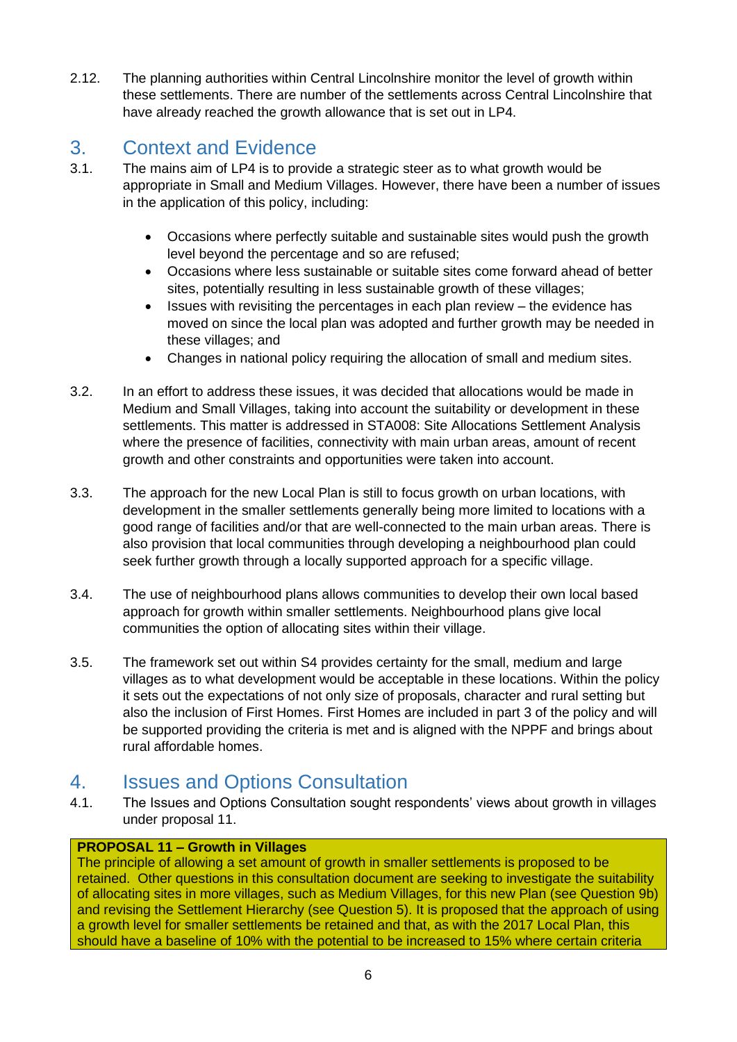2.12. The planning authorities within Central Lincolnshire monitor the level of growth within these settlements. There are number of the settlements across Central Lincolnshire that have already reached the growth allowance that is set out in LP4.

## 3. Context and Evidence

3.1. The mains aim of LP4 is to provide a strategic steer as to what growth would be appropriate in Small and Medium Villages. However, there have been a number of issues in the application of this policy, including:

- Occasions where perfectly suitable and sustainable sites would push the growth level beyond the percentage and so are refused;
- Occasions where less sustainable or suitable sites come forward ahead of better sites, potentially resulting in less sustainable growth of these villages;
- Issues with revisiting the percentages in each plan review – the evidence has moved on since the local plan was adopted and further growth may be needed in these villages; and
- Changes in national policy requiring the allocation of small and medium sites.

3.2. In an effort to address these issues, it was decided that allocations would be made in Medium and Small Villages, taking into account the suitability or development in these settlements. This matter is addressed in STA008: Site Allocations Settlement Analysis where the presence of facilities, connectivity with main urban areas, amount of recent growth and other constraints and opportunities were taken into account.

3.3. The approach for the new Local Plan is still to focus growth on urban locations, with development in the smaller settlements generally being more limited to locations with a good range of facilities and/or that are well-connected to the main urban areas. There is also provision that local communities through developing a neighbourhood plan could seek further growth through a locally supported approach for a specific village.

3.4. The use of neighbourhood plans allows communities to develop their own local based approach for growth within smaller settlements. Neighbourhood plans give local communities the option of allocating sites within their village.

3.5. The framework set out within S4 provides certainty for the small, medium and large villages as to what development would be acceptable in these locations. Within the policy it sets out the expectations of not only size of proposals, character and rural setting but also the inclusion of First Homes. First Homes are included in part 3 of the policy and will be supported providing the criteria is met and is aligned with the NPPF and brings about rural affordable homes.

## 4. Issues and Options Consultation

4.1. The Issues and Options Consultation sought respondents' views about growth in villages under proposal 11.

**PROPOSAL 11 – Growth in Villages**
The principle of allowing a set amount of growth in smaller settlements is proposed to be retained. Other questions in this consultation document are seeking to investigate the suitability of allocating sites in more villages, such as Medium Villages, for this new Plan (see Question 9b) and revising the Settlement Hierarchy (see Question 5). It is proposed that the approach of using a growth level for smaller settlements be retained and that, as with the 2017 Local Plan, this should have a baseline of 10% with the potential to be increased to 15% where certain criteria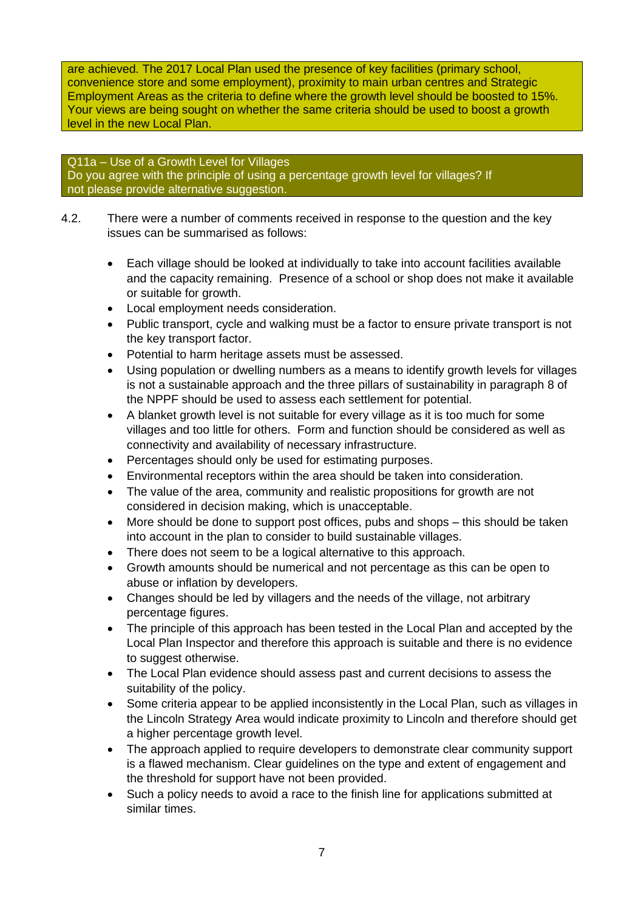are achieved. The 2017 Local Plan used the presence of key facilities (primary school, convenience store and some employment), proximity to main urban centres and Strategic Employment Areas as the criteria to define where the growth level should be boosted to 15%. Your views are being sought on whether the same criteria should be used to boost a growth level in the new Local Plan.

**Q11a – Use of a Growth Level for Villages**
**Do you agree with the principle of using a percentage growth level for villages? If not please provide alternative suggestion.**

4.2. There were a number of comments received in response to the question and the key issues can be summarised as follows:

- Each village should be looked at individually to take into account facilities available and the capacity remaining. Presence of a school or shop does not make it available or suitable for growth.
- Local employment needs consideration.
- Public transport, cycle and walking must be a factor to ensure private transport is not the key transport factor.
- Potential to harm heritage assets must be assessed.
- Using population or dwelling numbers as a means to identify growth levels for villages is not a sustainable approach and the three pillars of sustainability in paragraph 8 of the NPPF should be used to assess each settlement for potential.
- A blanket growth level is not suitable for every village as it is too much for some villages and too little for others. Form and function should be considered as well as connectivity and availability of necessary infrastructure.
- Percentages should only be used for estimating purposes.
- Environmental receptors within the area should be taken into consideration.
- The value of the area, community and realistic propositions for growth are not considered in decision making, which is unacceptable.
- More should be done to support post offices, pubs and shops – this should be taken into account in the plan to consider to build sustainable villages.
- There does not seem to be a logical alternative to this approach.
- Growth amounts should be numerical and not percentage as this can be open to abuse or inflation by developers.
- Changes should be led by villagers and the needs of the village, not arbitrary percentage figures.
- The principle of this approach has been tested in the Local Plan and accepted by the Local Plan Inspector and therefore this approach is suitable and there is no evidence to suggest otherwise.
- The Local Plan evidence should assess past and current decisions to assess the suitability of the policy.
- Some criteria appear to be applied inconsistently in the Local Plan, such as villages in the Lincoln Strategy Area would indicate proximity to Lincoln and therefore should get a higher percentage growth level.
- The approach applied to require developers to demonstrate clear community support is a flawed mechanism. Clear guidelines on the type and extent of engagement and the threshold for support have not been provided.
- Such a policy needs to avoid a race to the finish line for applications submitted at similar times.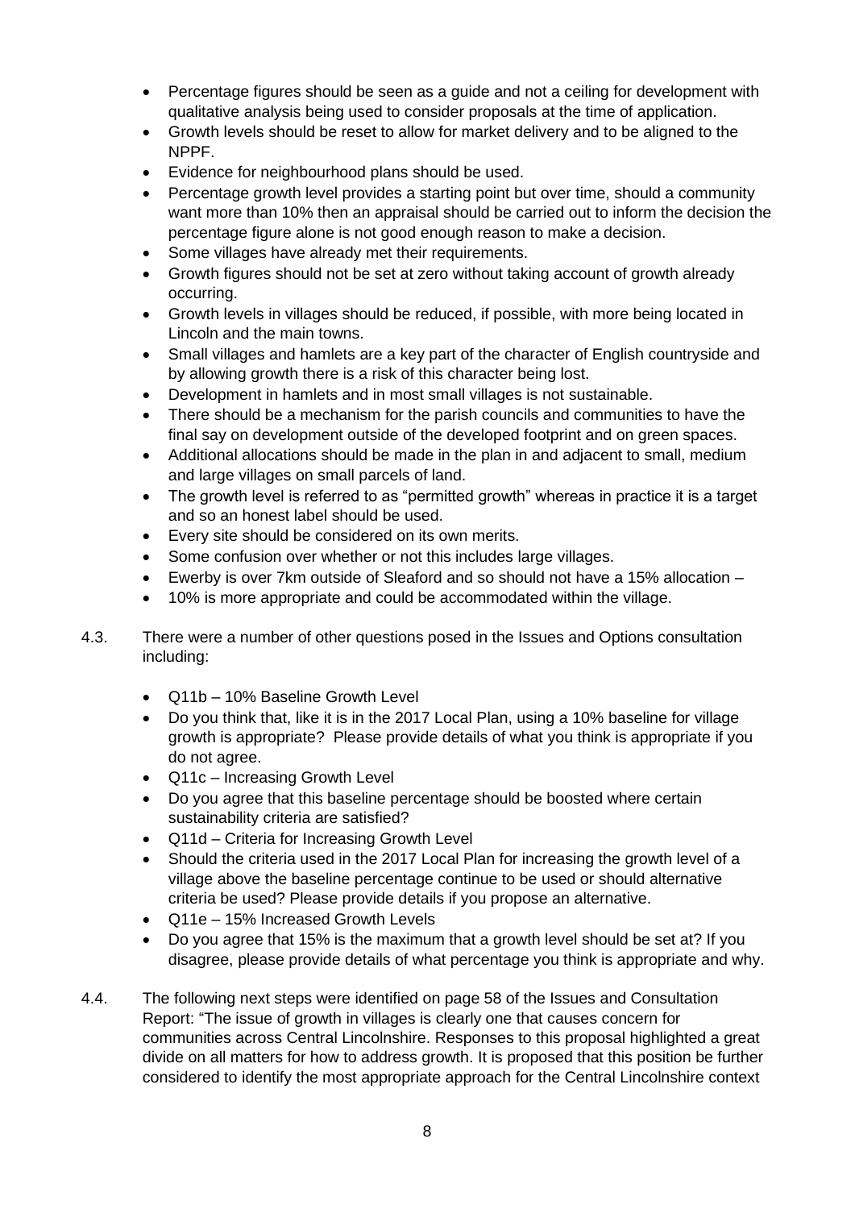- Percentage figures should be seen as a guide and not a ceiling for development with qualitative analysis being used to consider proposals at the time of application.
- Growth levels should be reset to allow for market delivery and to be aligned to the NPPF.
- Evidence for neighbourhood plans should be used.
- Percentage growth level provides a starting point but over time, should a community want more than 10% then an appraisal should be carried out to inform the decision the percentage figure alone is not good enough reason to make a decision.
- Some villages have already met their requirements.
- Growth figures should not be set at zero without taking account of growth already occurring.
- Growth levels in villages should be reduced, if possible, with more being located in Lincoln and the main towns.
- Small villages and hamlets are a key part of the character of English countryside and by allowing growth there is a risk of this character being lost.
- Development in hamlets and in most small villages is not sustainable.
- There should be a mechanism for the parish councils and communities to have the final say on development outside of the developed footprint and on green spaces.
- Additional allocations should be made in the plan in and adjacent to small, medium and large villages on small parcels of land.
- The growth level is referred to as "permitted growth" whereas in practice it is a target and so an honest label should be used.
- Every site should be considered on its own merits.
- Some confusion over whether or not this includes large villages.
- Ewerby is over 7km outside of Sleaford and so should not have a 15% allocation –
- 10% is more appropriate and could be accommodated within the village.

4.3. There were a number of other questions posed in the Issues and Options consultation including:

- Q11b – 10% Baseline Growth Level
- Do you think that, like it is in the 2017 Local Plan, using a 10% baseline for village growth is appropriate? Please provide details of what you think is appropriate if you do not agree.
- Q11c – Increasing Growth Level
- Do you agree that this baseline percentage should be boosted where certain sustainability criteria are satisfied?
- Q11d – Criteria for Increasing Growth Level
- Should the criteria used in the 2017 Local Plan for increasing the growth level of a village above the baseline percentage continue to be used or should alternative criteria be used? Please provide details if you propose an alternative.
- Q11e – 15% Increased Growth Levels
- Do you agree that 15% is the maximum that a growth level should be set at? If you disagree, please provide details of what percentage you think is appropriate and why.

4.4. The following next steps were identified on page 58 of the Issues and Consultation Report: "The issue of growth in villages is clearly one that causes concern for communities across Central Lincolnshire. Responses to this proposal highlighted a great divide on all matters for how to address growth. It is proposed that this position be further considered to identify the most appropriate approach for the Central Lincolnshire context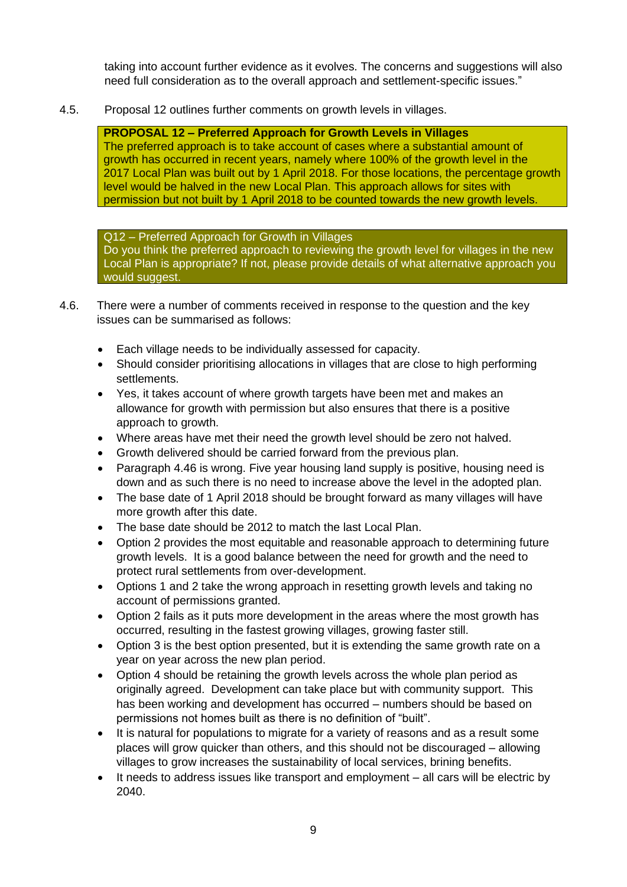taking into account further evidence as it evolves. The concerns and suggestions will also need full consideration as to the overall approach and settlement-specific issues."

4.5. Proposal 12 outlines further comments on growth levels in villages.

> **PROPOSAL 12 – Preferred Approach for Growth Levels in Villages**
> The preferred approach is to take account of cases where a substantial amount of growth has occurred in recent years, namely where 100% of the growth level in the 2017 Local Plan was built out by 1 April 2018. For those locations, the percentage growth level would be halved in the new Local Plan. This approach allows for sites with permission but not built by 1 April 2018 to be counted towards the new growth levels.

> Q12 – Preferred Approach for Growth in Villages
> Do you think the preferred approach to reviewing the growth level for villages in the new Local Plan is appropriate? If not, please provide details of what alternative approach you would suggest.

4.6. There were a number of comments received in response to the question and the key issues can be summarised as follows:

- Each village needs to be individually assessed for capacity.
- Should consider prioritising allocations in villages that are close to high performing settlements.
- Yes, it takes account of where growth targets have been met and makes an allowance for growth with permission but also ensures that there is a positive approach to growth.
- Where areas have met their need the growth level should be zero not halved.
- Growth delivered should be carried forward from the previous plan.
- Paragraph 4.46 is wrong. Five year housing land supply is positive, housing need is down and as such there is no need to increase above the level in the adopted plan.
- The base date of 1 April 2018 should be brought forward as many villages will have more growth after this date.
- The base date should be 2012 to match the last Local Plan.
- Option 2 provides the most equitable and reasonable approach to determining future growth levels. It is a good balance between the need for growth and the need to protect rural settlements from over-development.
- Options 1 and 2 take the wrong approach in resetting growth levels and taking no account of permissions granted.
- Option 2 fails as it puts more development in the areas where the most growth has occurred, resulting in the fastest growing villages, growing faster still.
- Option 3 is the best option presented, but it is extending the same growth rate on a year on year across the new plan period.
- Option 4 should be retaining the growth levels across the whole plan period as originally agreed. Development can take place but with community support. This has been working and development has occurred – numbers should be based on permissions not homes built as there is no definition of "built".
- It is natural for populations to migrate for a variety of reasons and as a result some places will grow quicker than others, and this should not be discouraged – allowing villages to grow increases the sustainability of local services, brining benefits.
- It needs to address issues like transport and employment – all cars will be electric by 2040.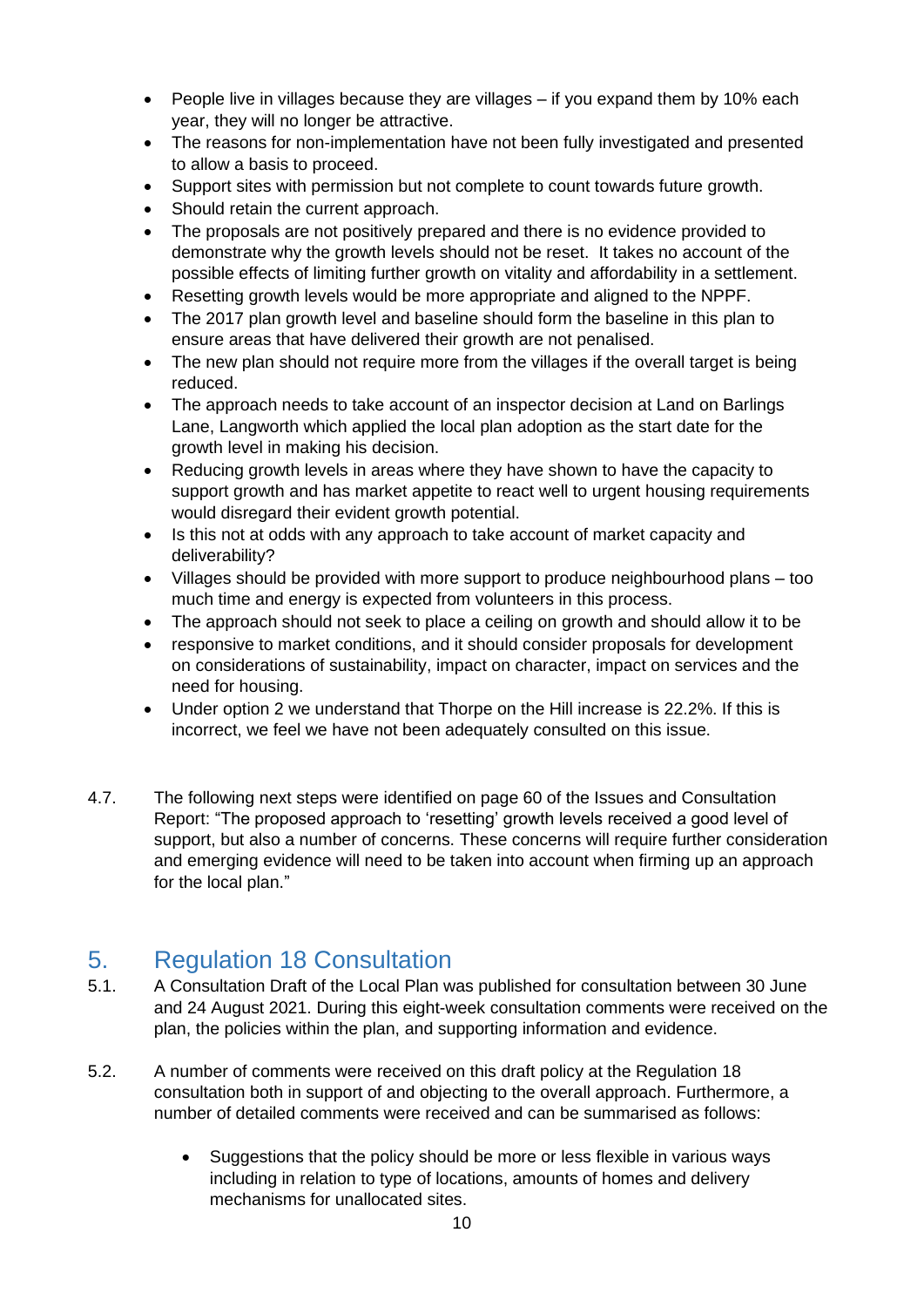- People live in villages because they are villages – if you expand them by 10% each year, they will no longer be attractive.
- The reasons for non-implementation have not been fully investigated and presented to allow a basis to proceed.
- Support sites with permission but not complete to count towards future growth.
- Should retain the current approach.
- The proposals are not positively prepared and there is no evidence provided to demonstrate why the growth levels should not be reset. It takes no account of the possible effects of limiting further growth on vitality and affordability in a settlement.
- Resetting growth levels would be more appropriate and aligned to the NPPF.
- The 2017 plan growth level and baseline should form the baseline in this plan to ensure areas that have delivered their growth are not penalised.
- The new plan should not require more from the villages if the overall target is being reduced.
- The approach needs to take account of an inspector decision at Land on Barlings Lane, Langworth which applied the local plan adoption as the start date for the growth level in making his decision.
- Reducing growth levels in areas where they have shown to have the capacity to support growth and has market appetite to react well to urgent housing requirements would disregard their evident growth potential.
- Is this not at odds with any approach to take account of market capacity and deliverability?
- Villages should be provided with more support to produce neighbourhood plans – too much time and energy is expected from volunteers in this process.
- The approach should not seek to place a ceiling on growth and should allow it to be
- responsive to market conditions, and it should consider proposals for development on considerations of sustainability, impact on character, impact on services and the need for housing.
- Under option 2 we understand that Thorpe on the Hill increase is 22.2%. If this is incorrect, we feel we have not been adequately consulted on this issue.

4.7. The following next steps were identified on page 60 of the Issues and Consultation Report: "The proposed approach to 'resetting' growth levels received a good level of support, but also a number of concerns. These concerns will require further consideration and emerging evidence will need to be taken into account when firming up an approach for the local plan."

## 5. Regulation 18 Consultation

5.1. A Consultation Draft of the Local Plan was published for consultation between 30 June and 24 August 2021. During this eight-week consultation comments were received on the plan, the policies within the plan, and supporting information and evidence.

5.2. A number of comments were received on this draft policy at the Regulation 18 consultation both in support of and objecting to the overall approach. Furthermore, a number of detailed comments were received and can be summarised as follows:

- Suggestions that the policy should be more or less flexible in various ways including in relation to type of locations, amounts of homes and delivery mechanisms for unallocated sites.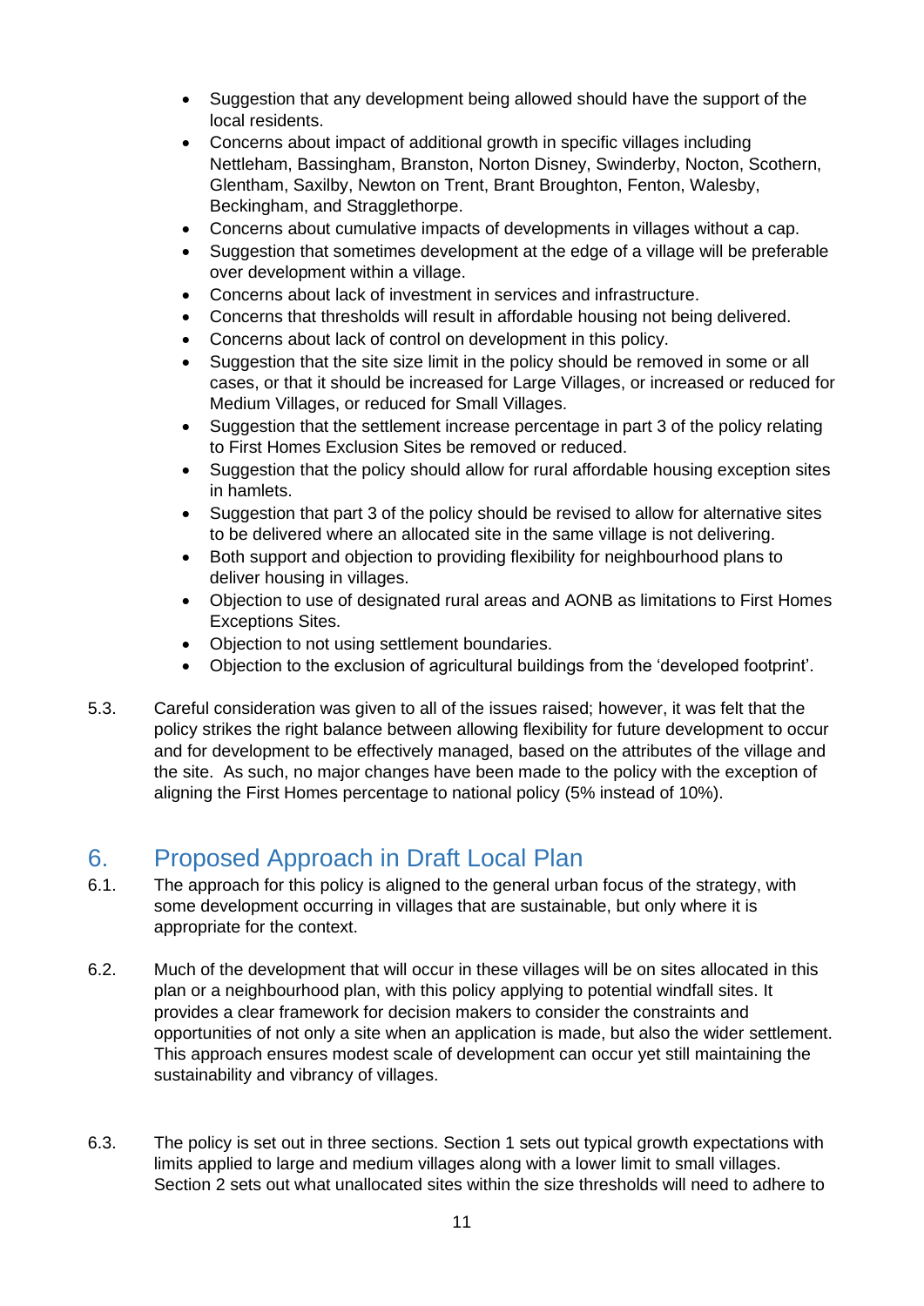- Suggestion that any development being allowed should have the support of the local residents.
- Concerns about impact of additional growth in specific villages including Nettleham, Bassingham, Branston, Norton Disney, Swinderby, Nocton, Scothern, Glentham, Saxilby, Newton on Trent, Brant Broughton, Fenton, Walesby, Beckingham, and Stragglethorpe.
- Concerns about cumulative impacts of developments in villages without a cap.
- Suggestion that sometimes development at the edge of a village will be preferable over development within a village.
- Concerns about lack of investment in services and infrastructure.
- Concerns that thresholds will result in affordable housing not being delivered.
- Concerns about lack of control on development in this policy.
- Suggestion that the site size limit in the policy should be removed in some or all cases, or that it should be increased for Large Villages, or increased or reduced for Medium Villages, or reduced for Small Villages.
- Suggestion that the settlement increase percentage in part 3 of the policy relating to First Homes Exclusion Sites be removed or reduced.
- Suggestion that the policy should allow for rural affordable housing exception sites in hamlets.
- Suggestion that part 3 of the policy should be revised to allow for alternative sites to be delivered where an allocated site in the same village is not delivering.
- Both support and objection to providing flexibility for neighbourhood plans to deliver housing in villages.
- Objection to use of designated rural areas and AONB as limitations to First Homes Exceptions Sites.
- Objection to not using settlement boundaries.
- Objection to the exclusion of agricultural buildings from the 'developed footprint'.

5.3. Careful consideration was given to all of the issues raised; however, it was felt that the policy strikes the right balance between allowing flexibility for future development to occur and for development to be effectively managed, based on the attributes of the village and the site. As such, no major changes have been made to the policy with the exception of aligning the First Homes percentage to national policy (5% instead of 10%).

## 6. Proposed Approach in Draft Local Plan

6.1. The approach for this policy is aligned to the general urban focus of the strategy, with some development occurring in villages that are sustainable, but only where it is appropriate for the context.

6.2. Much of the development that will occur in these villages will be on sites allocated in this plan or a neighbourhood plan, with this policy applying to potential windfall sites. It provides a clear framework for decision makers to consider the constraints and opportunities of not only a site when an application is made, but also the wider settlement. This approach ensures modest scale of development can occur yet still maintaining the sustainability and vibrancy of villages.

6.3. The policy is set out in three sections. Section 1 sets out typical growth expectations with limits applied to large and medium villages along with a lower limit to small villages. Section 2 sets out what unallocated sites within the size thresholds will need to adhere to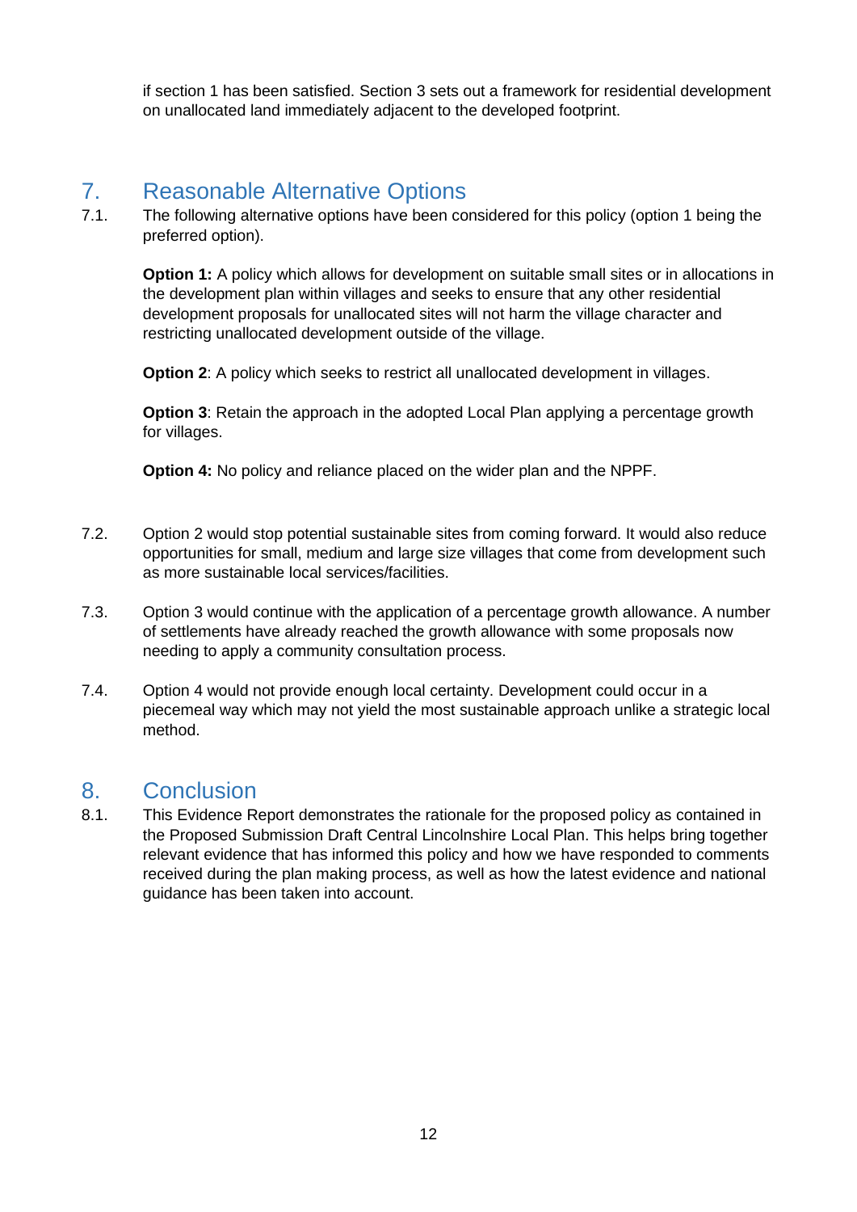if section 1 has been satisfied. Section 3 sets out a framework for residential development on unallocated land immediately adjacent to the developed footprint.

## 7. Reasonable Alternative Options

7.1. The following alternative options have been considered for this policy (option 1 being the preferred option).

**Option 1:** A policy which allows for development on suitable small sites or in allocations in the development plan within villages and seeks to ensure that any other residential development proposals for unallocated sites will not harm the village character and restricting unallocated development outside of the village.

**Option 2**: A policy which seeks to restrict all unallocated development in villages.

**Option 3**: Retain the approach in the adopted Local Plan applying a percentage growth for villages.

**Option 4:** No policy and reliance placed on the wider plan and the NPPF.

7.2. Option 2 would stop potential sustainable sites from coming forward. It would also reduce opportunities for small, medium and large size villages that come from development such as more sustainable local services/facilities.

7.3. Option 3 would continue with the application of a percentage growth allowance. A number of settlements have already reached the growth allowance with some proposals now needing to apply a community consultation process.

7.4. Option 4 would not provide enough local certainty. Development could occur in a piecemeal way which may not yield the most sustainable approach unlike a strategic local method.

## 8. Conclusion

8.1. This Evidence Report demonstrates the rationale for the proposed policy as contained in the Proposed Submission Draft Central Lincolnshire Local Plan. This helps bring together relevant evidence that has informed this policy and how we have responded to comments received during the plan making process, as well as how the latest evidence and national guidance has been taken into account.